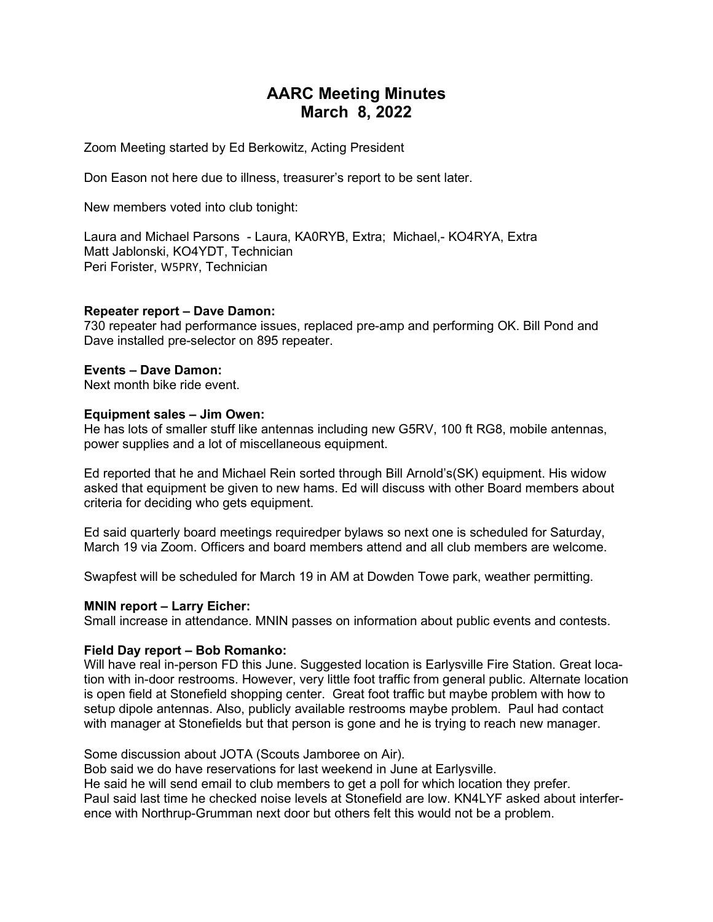# AARC Meeting Minutes
# March 8, 2022

Zoom Meeting started by Ed Berkowitz, Acting President

Don Eason not here due to illness, treasurer's report to be sent later.

New members voted into club tonight:

Laura and Michael Parsons - Laura, KA0RYB, Extra; Michael,- KO4RYA, Extra
Matt Jablonski, KO4YDT, Technician
Peri Forister, W5PRY, Technician

**Repeater report – Dave Damon:**
730 repeater had performance issues, replaced pre-amp and performing OK. Bill Pond and Dave installed pre-selector on 895 repeater.

**Events – Dave Damon:**
Next month bike ride event.

**Equipment sales – Jim Owen:**
He has lots of smaller stuff like antennas including new G5RV, 100 ft RG8, mobile antennas, power supplies and a lot of miscellaneous equipment.

Ed reported that he and Michael Rein sorted through Bill Arnold's(SK) equipment. His widow asked that equipment be given to new hams. Ed will discuss with other Board members about criteria for deciding who gets equipment.

Ed said quarterly board meetings requiredper bylaws so next one is scheduled for Saturday, March 19 via Zoom. Officers and board members attend and all club members are welcome.

Swapfest will be scheduled for March 19 in AM at Dowden Towe park, weather permitting.

**MNIN report – Larry Eicher:**
Small increase in attendance. MNIN passes on information about public events and contests.

**Field Day report – Bob Romanko:**
Will have real in-person FD this June. Suggested location is Earlysville Fire Station. Great location with in-door restrooms. However, very little foot traffic from general public. Alternate location is open field at Stonefield shopping center. Great foot traffic but maybe problem with how to setup dipole antennas. Also, publicly available restrooms maybe problem. Paul had contact with manager at Stonefields but that person is gone and he is trying to reach new manager.

Some discussion about JOTA (Scouts Jamboree on Air).
Bob said we do have reservations for last weekend in June at Earlysville.
He said he will send email to club members to get a poll for which location they prefer.
Paul said last time he checked noise levels at Stonefield are low. KN4LYF asked about interference with Northrup-Grumman next door but others felt this would not be a problem.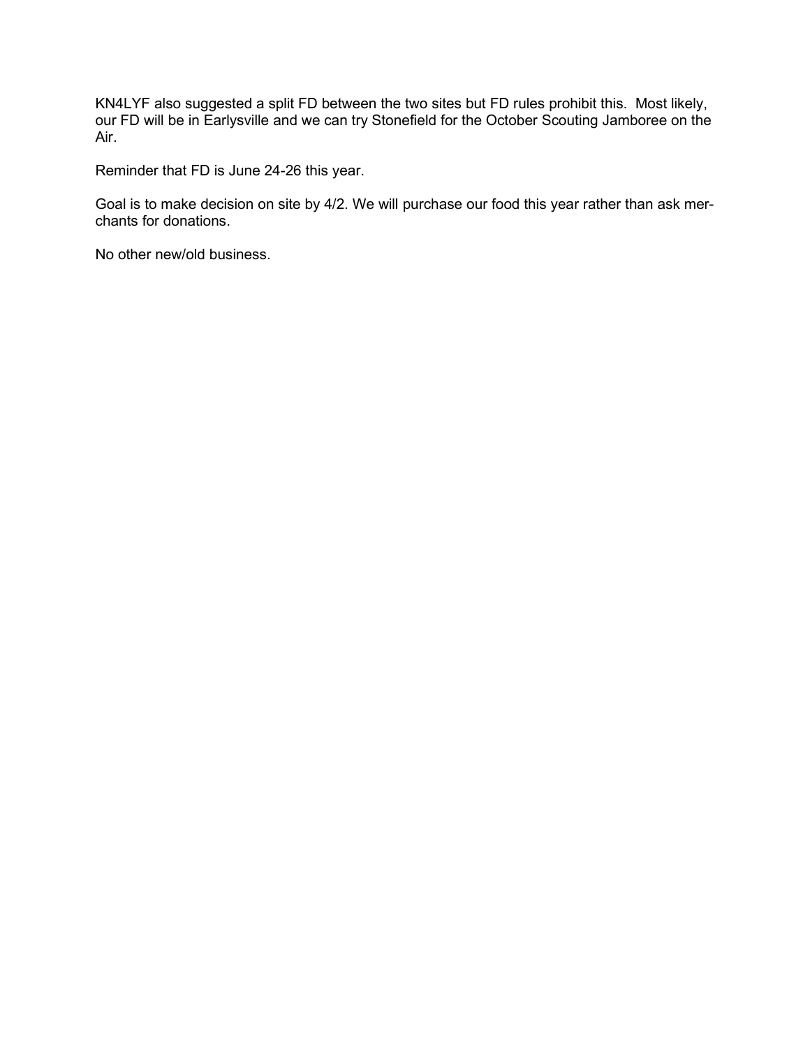KN4LYF also suggested a split FD between the two sites but FD rules prohibit this. Most likely, our FD will be in Earlysville and we can try Stonefield for the October Scouting Jamboree on the Air.

Reminder that FD is June 24-26 this year.

Goal is to make decision on site by 4/2. We will purchase our food this year rather than ask merchants for donations.

No other new/old business.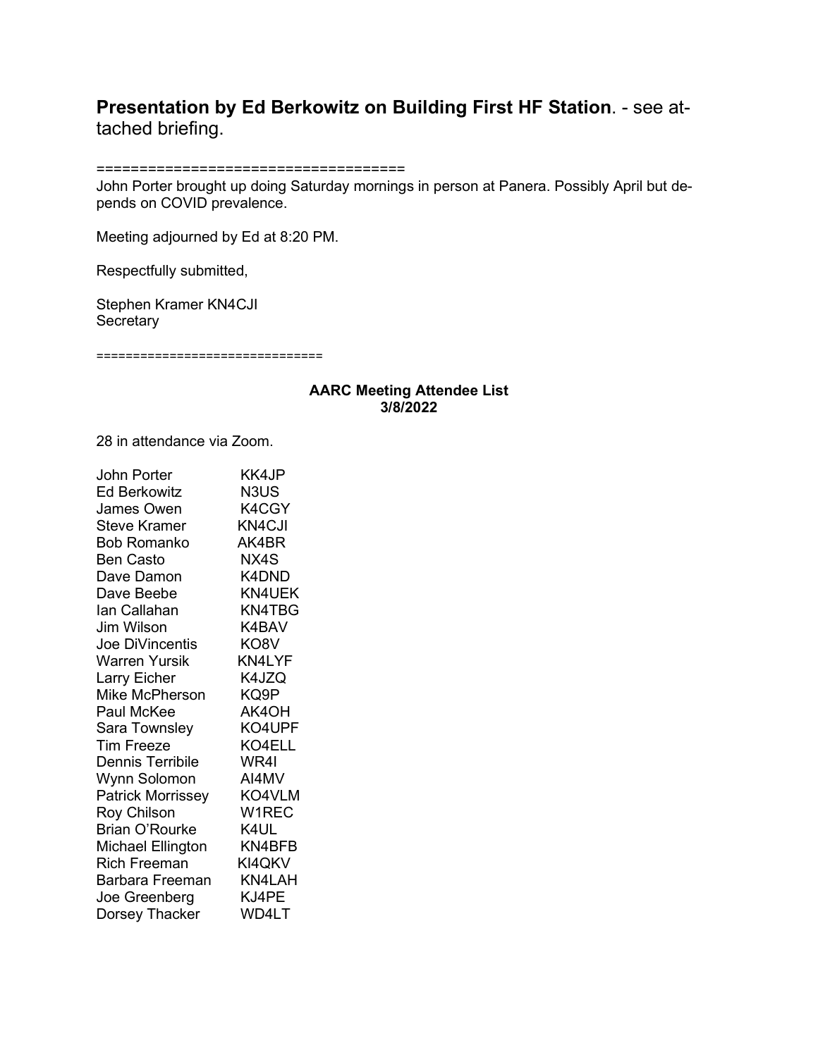**Presentation by Ed Berkowitz on Building First HF Station**. - see attached briefing.

===================================

John Porter brought up doing Saturday mornings in person at Panera. Possibly April but depends on COVID prevalence.

Meeting adjourned by Ed at 8:20 PM.

Respectfully submitted,

Stephen Kramer KN4CJI
Secretary

==============================

**AARC Meeting Attendee List**
**3/8/2022**

28 in attendance via Zoom.

| | |
|---|---|
| John Porter | KK4JP |
| Ed Berkowitz | N3US |
| James Owen | K4CGY |
| Steve Kramer | KN4CJI |
| Bob Romanko | AK4BR |
| Ben Casto | NX4S |
| Dave Damon | K4DND |
| Dave Beebe | KN4UEK |
| Ian Callahan | KN4TBG |
| Jim Wilson | K4BAV |
| Joe DiVincentis | KO8V |
| Warren Yursik | KN4LYF |
| Larry Eicher | K4JZQ |
| Mike McPherson | KQ9P |
| Paul McKee | AK4OH |
| Sara Townsley | KO4UPF |
| Tim Freeze | KO4ELL |
| Dennis Terribile | WR4I |
| Wynn Solomon | AI4MV |
| Patrick Morrissey | KO4VLM |
| Roy Chilson | W1REC |
| Brian O'Rourke | K4UL |
| Michael Ellington | KN4BFB |
| Rich Freeman | KI4QKV |
| Barbara Freeman | KN4LAH |
| Joe Greenberg | KJ4PE |
| Dorsey Thacker | WD4LT |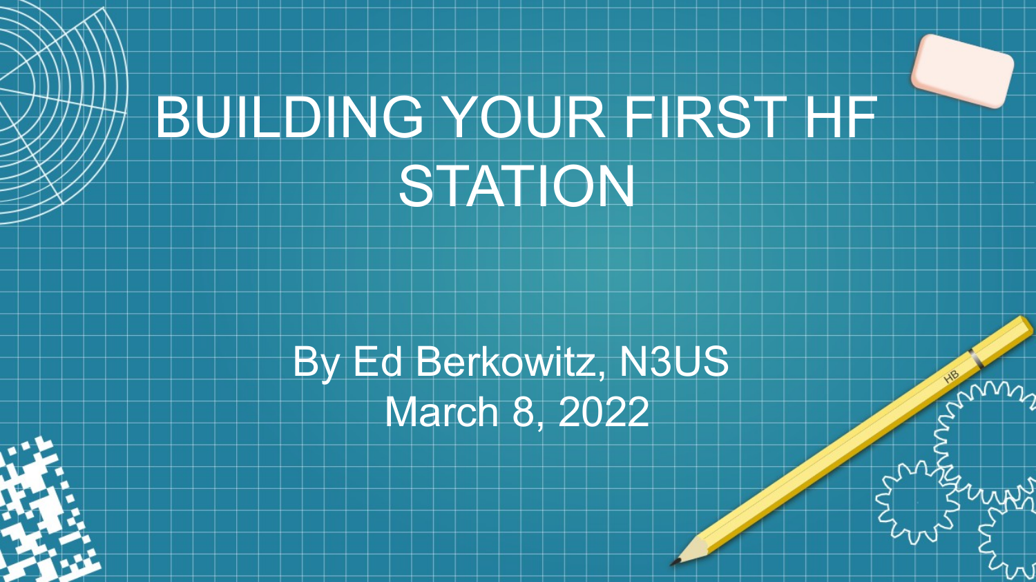# BUILDING YOUR FIRST HF STATION

By Ed Berkowitz, N3US

March 8, 2022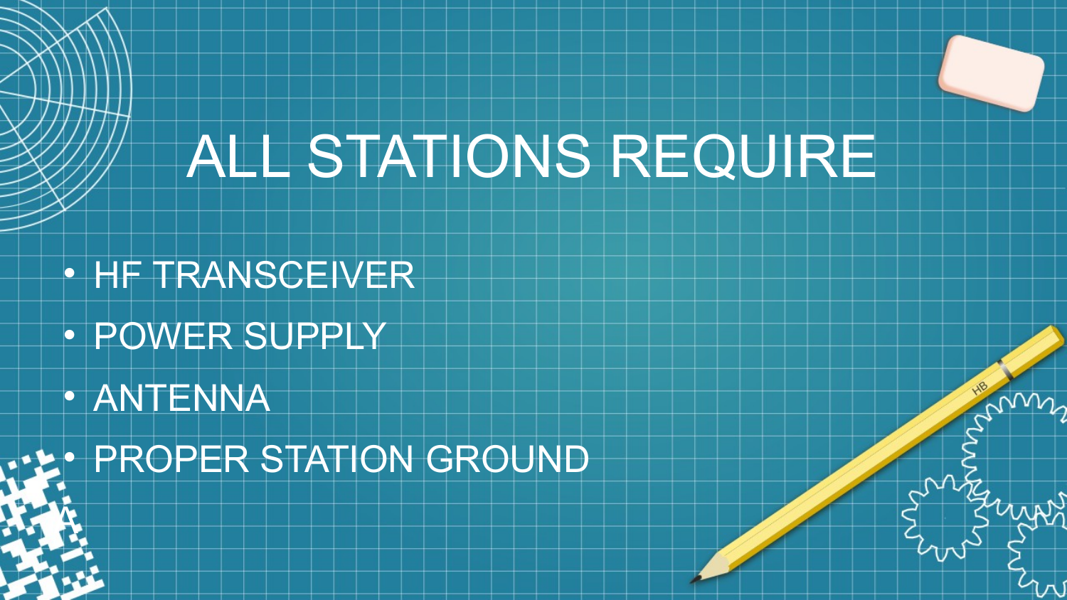# ALL STATIONS REQUIRE

- HF TRANSCEIVER
- POWER SUPPLY
- ANTENNA
- PROPER STATION GROUND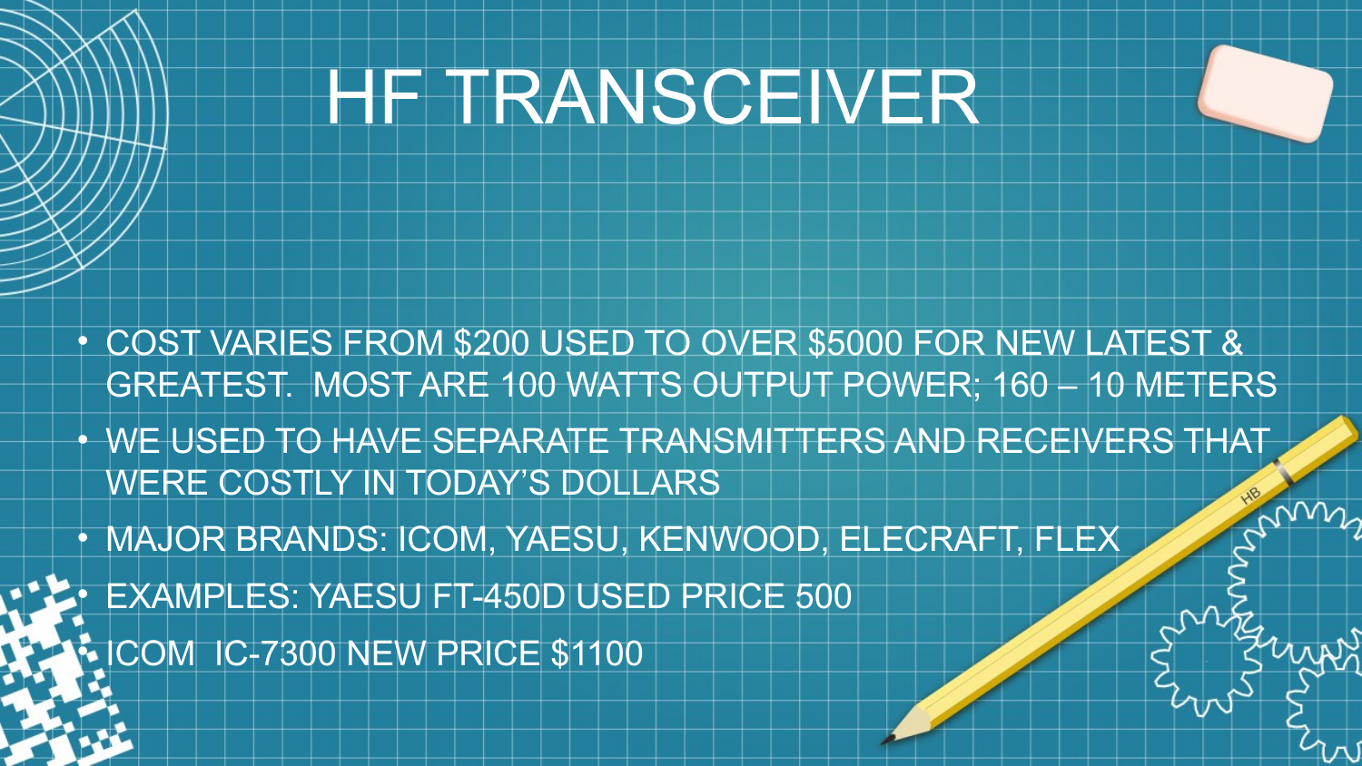# HF TRANSCEIVER

- COST VARIES FROM $200 USED TO OVER $5000 FOR NEW LATEST & GREATEST. MOST ARE 100 WATTS OUTPUT POWER; 160 – 10 METERS
- WE USED TO HAVE SEPARATE TRANSMITTERS AND RECEIVERS THAT WERE COSTLY IN TODAY'S DOLLARS
- MAJOR BRANDS: ICOM, YAESU, KENWOOD, ELECRAFT, FLEX
- EXAMPLES: YAESU FT-450D USED PRICE 500
- ICOM IC-7300 NEW PRICE $1100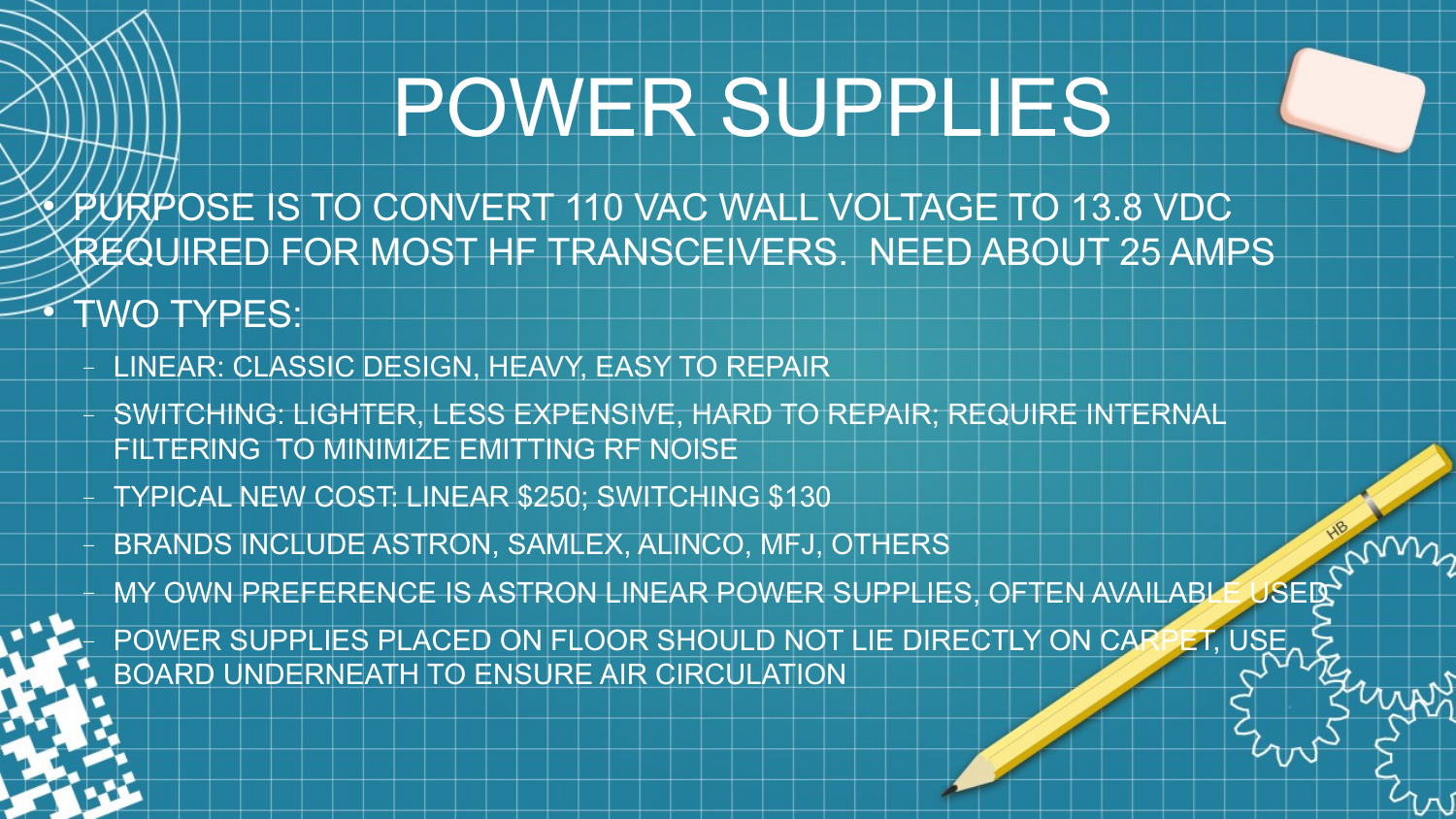# POWER SUPPLIES

- PURPOSE IS TO CONVERT 110 VAC WALL VOLTAGE TO 13.8 VDC REQUIRED FOR MOST HF TRANSCEIVERS. NEED ABOUT 25 AMPS
- TWO TYPES:
  - LINEAR: CLASSIC DESIGN, HEAVY, EASY TO REPAIR
  - SWITCHING: LIGHTER, LESS EXPENSIVE, HARD TO REPAIR; REQUIRE INTERNAL FILTERING TO MINIMIZE EMITTING RF NOISE
  - TYPICAL NEW COST: LINEAR $250; SWITCHING $130
  - BRANDS INCLUDE ASTRON, SAMLEX, ALINCO, MFJ, OTHERS
  - MY OWN PREFERENCE IS ASTRON LINEAR POWER SUPPLIES, OFTEN AVAILABLE USED
  - POWER SUPPLIES PLACED ON FLOOR SHOULD NOT LIE DIRECTLY ON CARPET, USE BOARD UNDERNEATH TO ENSURE AIR CIRCULATION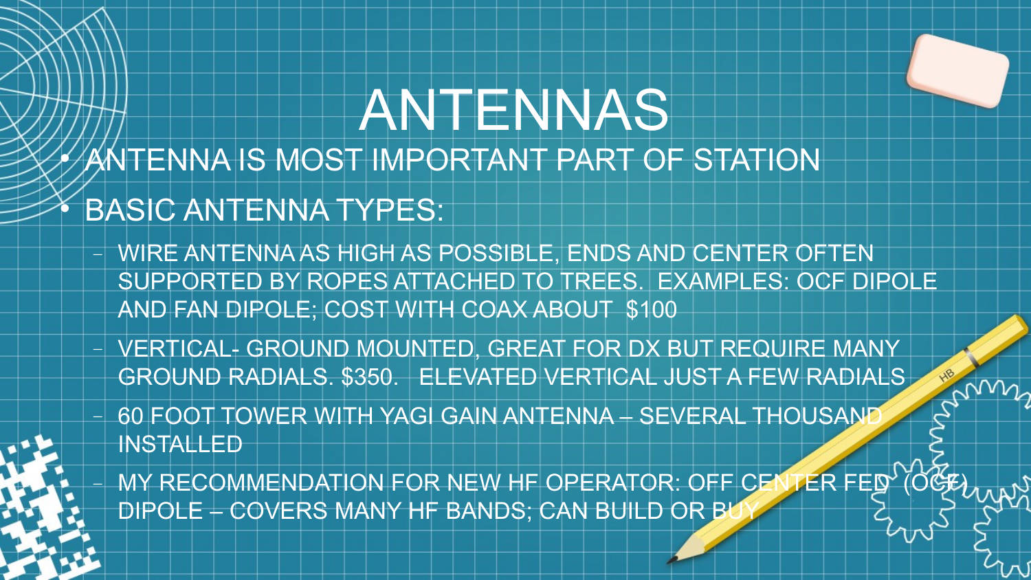# ANTENNAS

- ANTENNA IS MOST IMPORTANT PART OF STATION
- BASIC ANTENNA TYPES:
  - WIRE ANTENNA AS HIGH AS POSSIBLE, ENDS AND CENTER OFTEN SUPPORTED BY ROPES ATTACHED TO TREES. EXAMPLES: OCF DIPOLE AND FAN DIPOLE; COST WITH COAX ABOUT $100
  - VERTICAL- GROUND MOUNTED, GREAT FOR DX BUT REQUIRE MANY GROUND RADIALS. $350. ELEVATED VERTICAL JUST A FEW RADIALS
  - 60 FOOT TOWER WITH YAGI GAIN ANTENNA – SEVERAL THOUSAND INSTALLED
  - MY RECOMMENDATION FOR NEW HF OPERATOR: OFF CENTER FED (OCF) DIPOLE – COVERS MANY HF BANDS; CAN BUILD OR BUY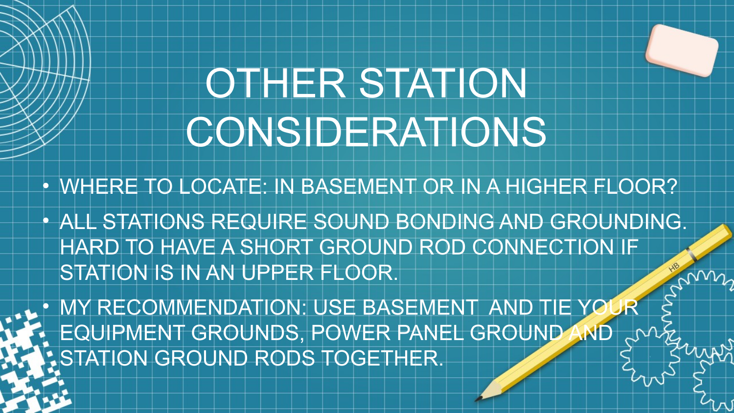# OTHER STATION CONSIDERATIONS

- WHERE TO LOCATE: IN BASEMENT OR IN A HIGHER FLOOR?
- ALL STATIONS REQUIRE SOUND BONDING AND GROUNDING. HARD TO HAVE A SHORT GROUND ROD CONNECTION IF STATION IS IN AN UPPER FLOOR.
- MY RECOMMENDATION: USE BASEMENT AND TIE YOUR EQUIPMENT GROUNDS, POWER PANEL GROUND AND STATION GROUND RODS TOGETHER.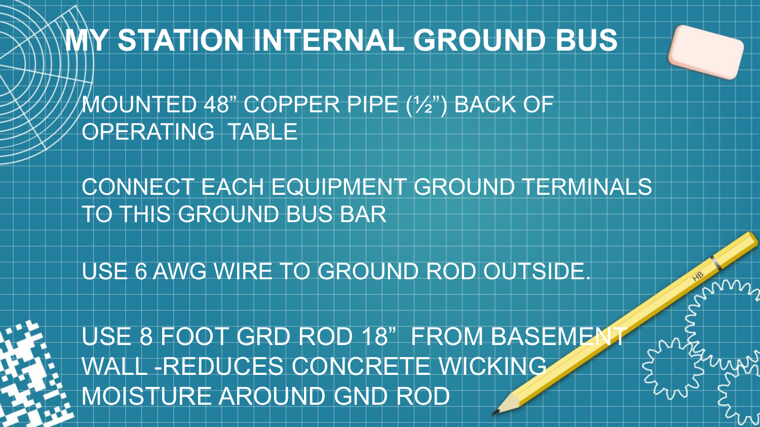# MY STATION INTERNAL GROUND BUS

MOUNTED 48” COPPER PIPE (½”) BACK OF OPERATING  TABLE

CONNECT EACH EQUIPMENT GROUND TERMINALS TO THIS GROUND BUS BAR

USE 6 AWG WIRE TO GROUND ROD OUTSIDE.

USE 8 FOOT GRD ROD 18”  FROM BASEMENT WALL -REDUCES CONCRETE WICKING MOISTURE AROUND GND ROD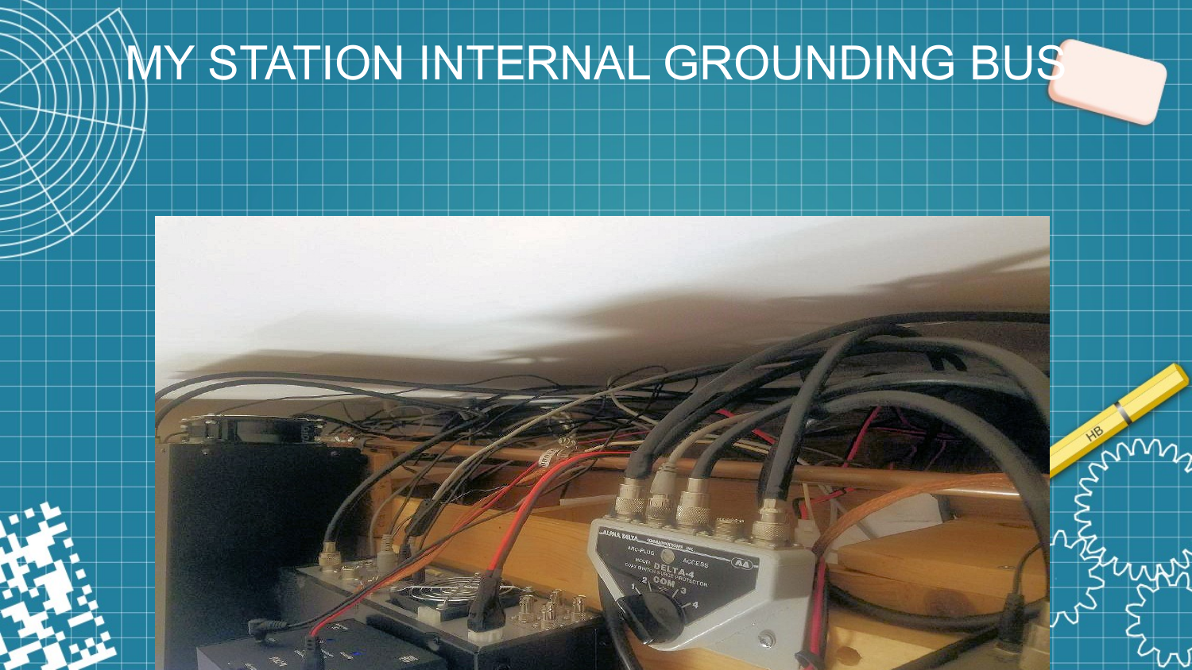# MY STATION INTERNAL GROUNDING BUS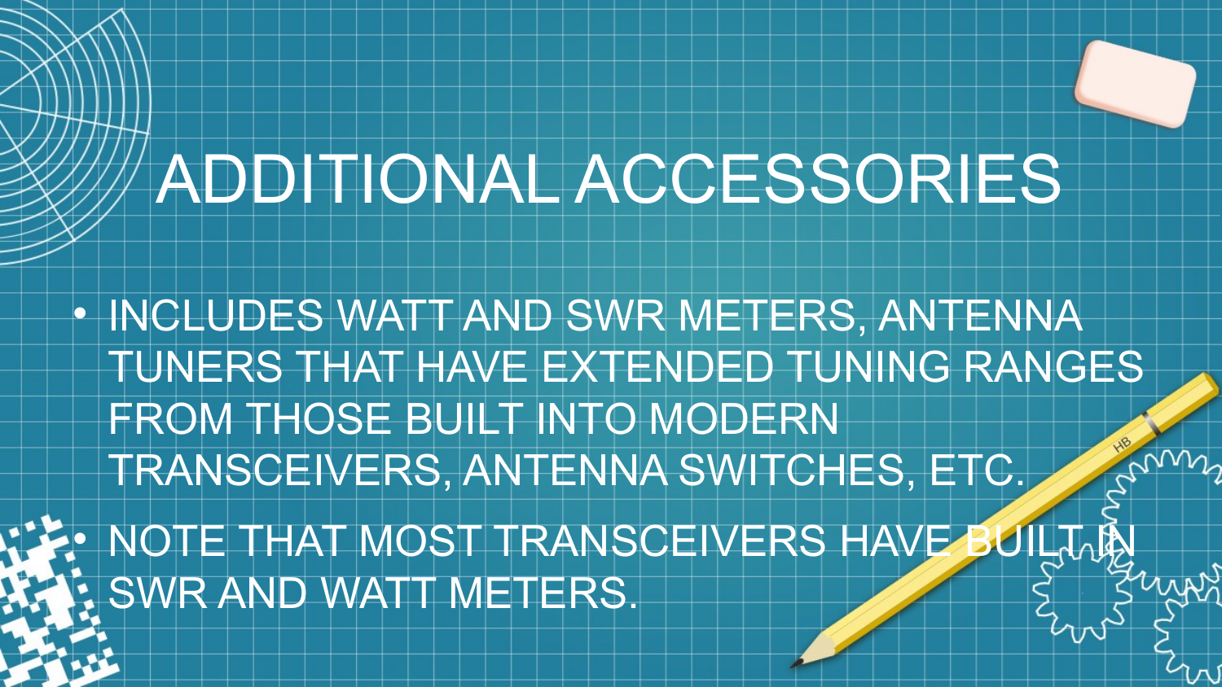# ADDITIONAL ACCESSORIES

- INCLUDES WATT AND SWR METERS, ANTENNA TUNERS THAT HAVE EXTENDED TUNING RANGES FROM THOSE BUILT INTO MODERN TRANSCEIVERS, ANTENNA SWITCHES, ETC.
- NOTE THAT MOST TRANSCEIVERS HAVE BUILT IN SWR AND WATT METERS.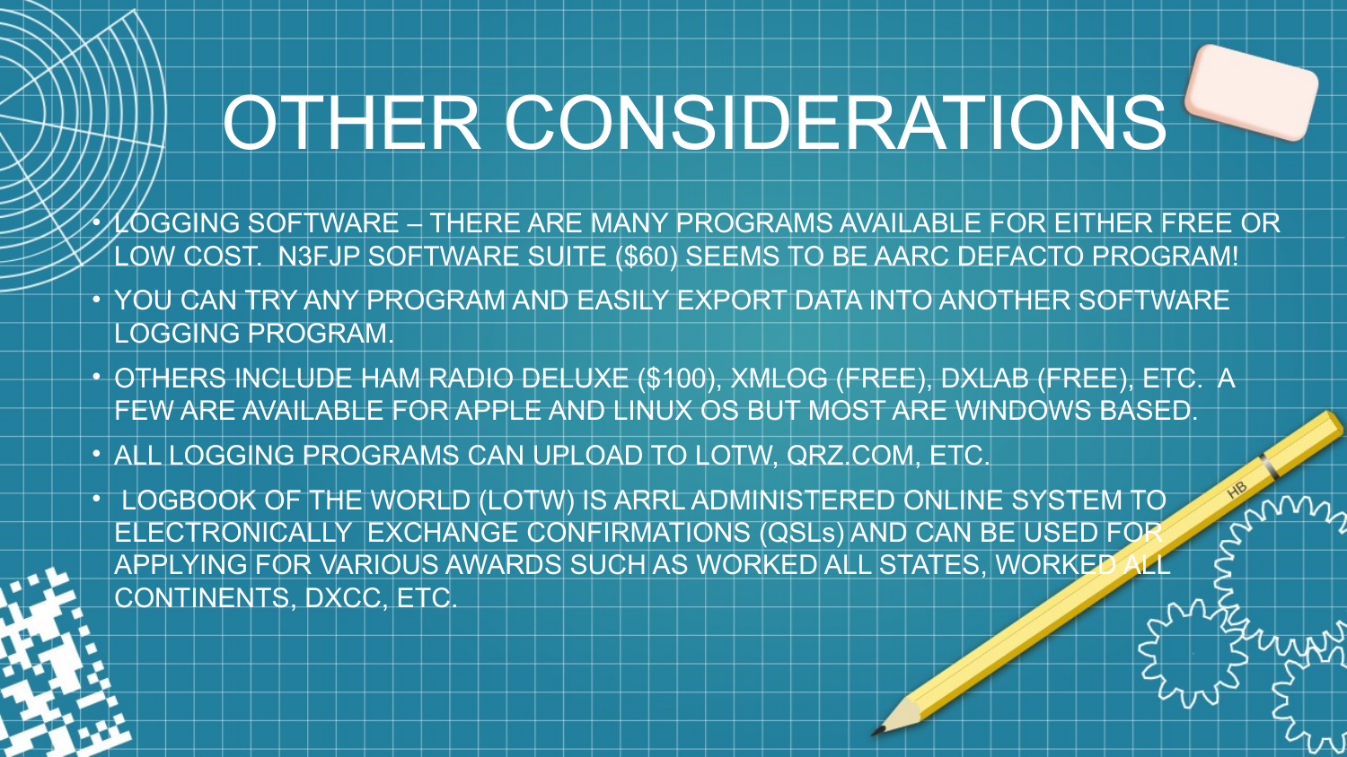# OTHER CONSIDERATIONS

- LOGGING SOFTWARE – THERE ARE MANY PROGRAMS AVAILABLE FOR EITHER FREE OR LOW COST. N3FJP SOFTWARE SUITE ($60) SEEMS TO BE AARC DEFACTO PROGRAM!
- YOU CAN TRY ANY PROGRAM AND EASILY EXPORT DATA INTO ANOTHER SOFTWARE LOGGING PROGRAM.
- OTHERS INCLUDE HAM RADIO DELUXE ($100), XMLOG (FREE), DXLAB (FREE), ETC. A FEW ARE AVAILABLE FOR APPLE AND LINUX OS BUT MOST ARE WINDOWS BASED.
- ALL LOGGING PROGRAMS CAN UPLOAD TO LOTW, QRZ.COM, ETC.
- LOGBOOK OF THE WORLD (LOTW) IS ARRL ADMINISTERED ONLINE SYSTEM TO ELECTRONICALLY EXCHANGE CONFIRMATIONS (QSLs) AND CAN BE USED FOR APPLYING FOR VARIOUS AWARDS SUCH AS WORKED ALL STATES, WORKED ALL CONTINENTS, DXCC, ETC.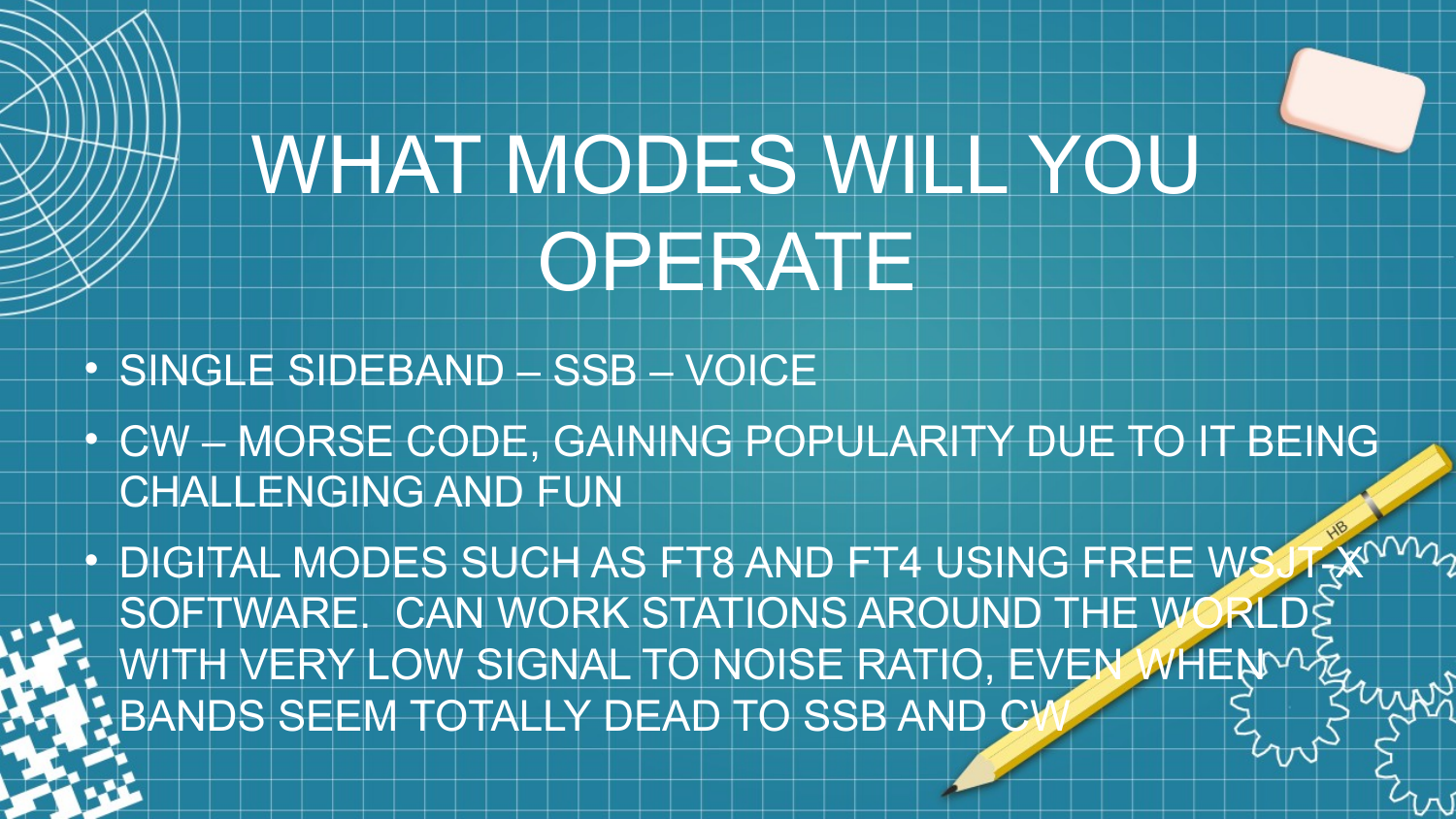# WHAT MODES WILL YOU OPERATE

- SINGLE SIDEBAND – SSB – VOICE
- CW – MORSE CODE, GAINING POPULARITY DUE TO IT BEING CHALLENGING AND FUN
- DIGITAL MODES SUCH AS FT8 AND FT4 USING FREE WSJT-X SOFTWARE. CAN WORK STATIONS AROUND THE WORLD WITH VERY LOW SIGNAL TO NOISE RATIO, EVEN WHEN BANDS SEEM TOTALLY DEAD TO SSB AND CW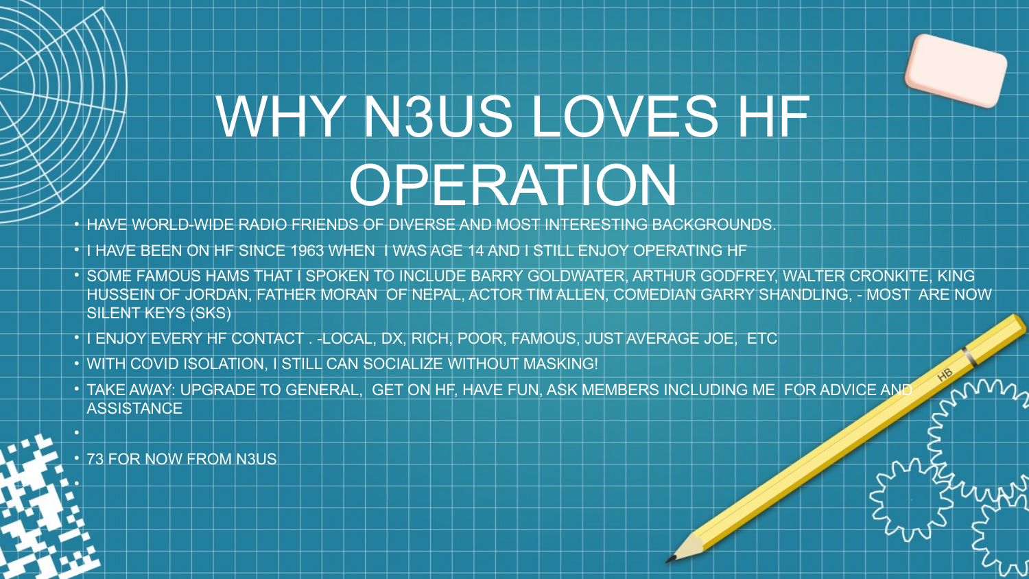# WHY N3US LOVES HF OPERATION

- HAVE WORLD-WIDE RADIO FRIENDS OF DIVERSE AND MOST INTERESTING BACKGROUNDS.
- I HAVE BEEN ON HF SINCE 1963 WHEN I WAS AGE 14 AND I STILL ENJOY OPERATING HF
- SOME FAMOUS HAMS THAT I SPOKEN TO INCLUDE BARRY GOLDWATER, ARTHUR GODFREY, WALTER CRONKITE, KING HUSSEIN OF JORDAN, FATHER MORAN OF NEPAL, ACTOR TIM ALLEN, COMEDIAN GARRY SHANDLING, - MOST ARE NOW SILENT KEYS (SKS)
- I ENJOY EVERY HF CONTACT . -LOCAL, DX, RICH, POOR, FAMOUS, JUST AVERAGE JOE, ETC
- WITH COVID ISOLATION, I STILL CAN SOCIALIZE WITHOUT MASKING!
- TAKE AWAY: UPGRADE TO GENERAL, GET ON HF, HAVE FUN, ASK MEMBERS INCLUDING ME FOR ADVICE AND ASSISTANCE
- 73 FOR NOW FROM N3US